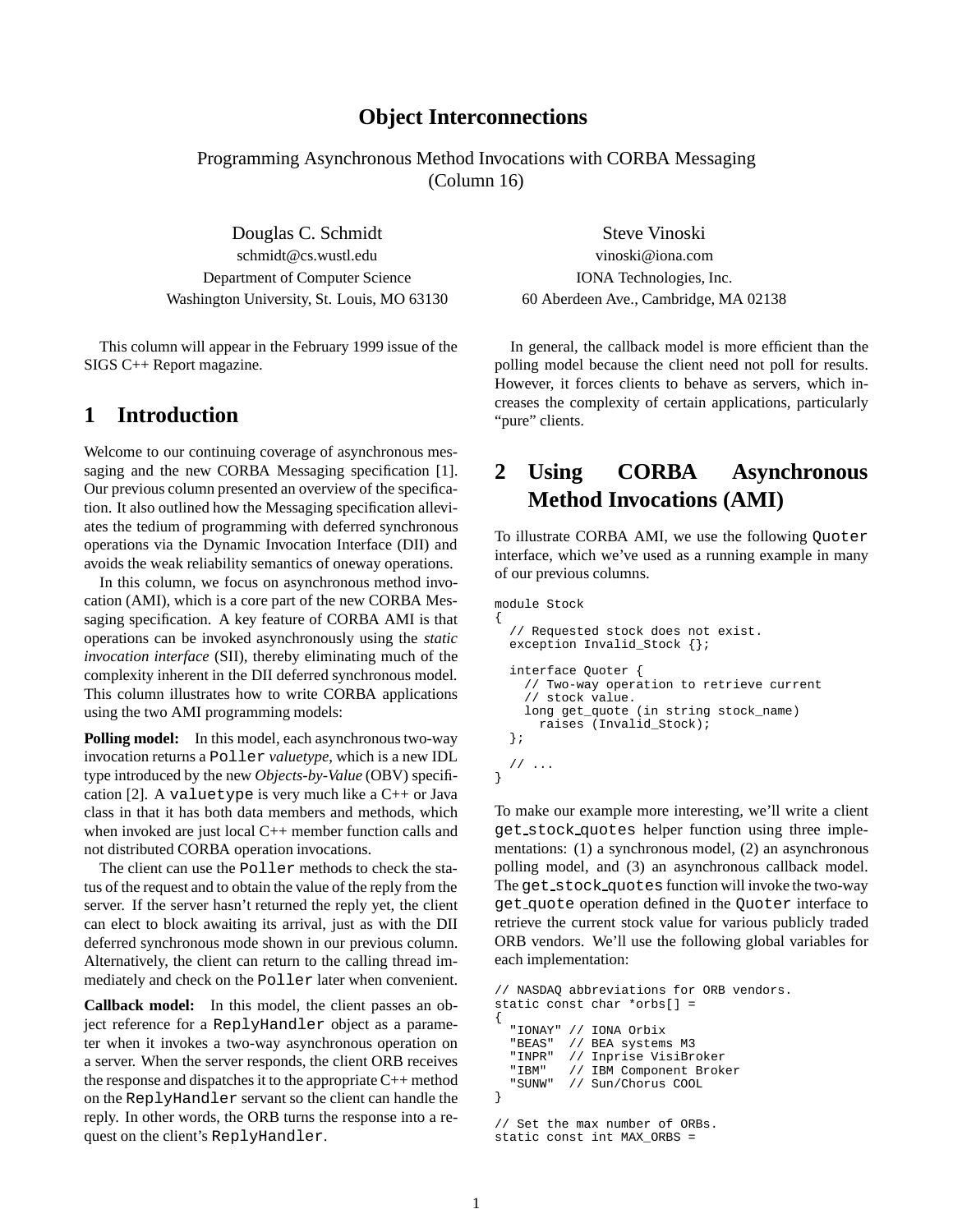# Object Interconnections

Programming Asynchronous Method Invocations with CORBA Messaging (Column 16)

Douglas C. Schmidt
schmidt@cs.wustl.edu
Department of Computer Science
Washington University, St. Louis, MO 63130

Steve Vinoski
vinoski@iona.com
IONA Technologies, Inc.
60 Aberdeen Ave., Cambridge, MA 02138

This column will appear in the February 1999 issue of the SIGS C++ Report magazine.

## 1 Introduction

Welcome to our continuing coverage of asynchronous messaging and the new CORBA Messaging specification [1]. Our previous column presented an overview of the specification. It also outlined how the Messaging specification alleviates the tedium of programming with deferred synchronous operations via the Dynamic Invocation Interface (DII) and avoids the weak reliability semantics of oneway operations.

In this column, we focus on asynchronous method invocation (AMI), which is a core part of the new CORBA Messaging specification. A key feature of CORBA AMI is that operations can be invoked asynchronously using the *static invocation interface* (SII), thereby eliminating much of the complexity inherent in the DII deferred synchronous model. This column illustrates how to write CORBA applications using the two AMI programming models:

**Polling model:** In this model, each asynchronous two-way invocation returns a `Poller` *valuetype*, which is a new IDL type introduced by the new *Objects-by-Value* (OBV) specification [2]. A `valuetype` is very much like a C++ or Java class in that it has both data members and methods, which when invoked are just local C++ member function calls and not distributed CORBA operation invocations.

The client can use the `Poller` methods to check the status of the request and to obtain the value of the reply from the server. If the server hasn't returned the reply yet, the client can elect to block awaiting its arrival, just as with the DII deferred synchronous mode shown in our previous column. Alternatively, the client can return to the calling thread immediately and check on the `Poller` later when convenient.

**Callback model:** In this model, the client passes an object reference for a `ReplyHandler` object as a parameter when it invokes a two-way asynchronous operation on a server. When the server responds, the client ORB receives the response and dispatches it to the appropriate C++ method on the `ReplyHandler` servant so the client can handle the reply. In other words, the ORB turns the response into a request on the client's `ReplyHandler`.

In general, the callback model is more efficient than the polling model because the client need not poll for results. However, it forces clients to behave as servers, which increases the complexity of certain applications, particularly "pure" clients.

## 2 Using CORBA Asynchronous Method Invocations (AMI)

To illustrate CORBA AMI, we use the following `Quoter` interface, which we've used as a running example in many of our previous columns.

```
module Stock
{
  // Requested stock does not exist.
  exception Invalid_Stock {};

  interface Quoter {
    // Two-way operation to retrieve current
    // stock value.
    long get_quote (in string stock_name)
      raises (Invalid_Stock);
  };

  // ...
}
```

To make our example more interesting, we'll write a client `get_stock_quotes` helper function using three implementations: (1) a synchronous model, (2) an asynchronous polling model, and (3) an asynchronous callback model. The `get_stock_quotes` function will invoke the two-way `get_quote` operation defined in the `Quoter` interface to retrieve the current stock value for various publicly traded ORB vendors. We'll use the following global variables for each implementation:

```
// NASDAQ abbreviations for ORB vendors.
static const char *orbs[] =
{
  "IONAY" // IONA Orbix
  "BEAS"  // BEA systems M3
  "INPR"  // Inprise VisiBroker
  "IBM"   // IBM Component Broker
  "SUNW"  // Sun/Chorus COOL
}

// Set the max number of ORBs.
static const int MAX_ORBS =
```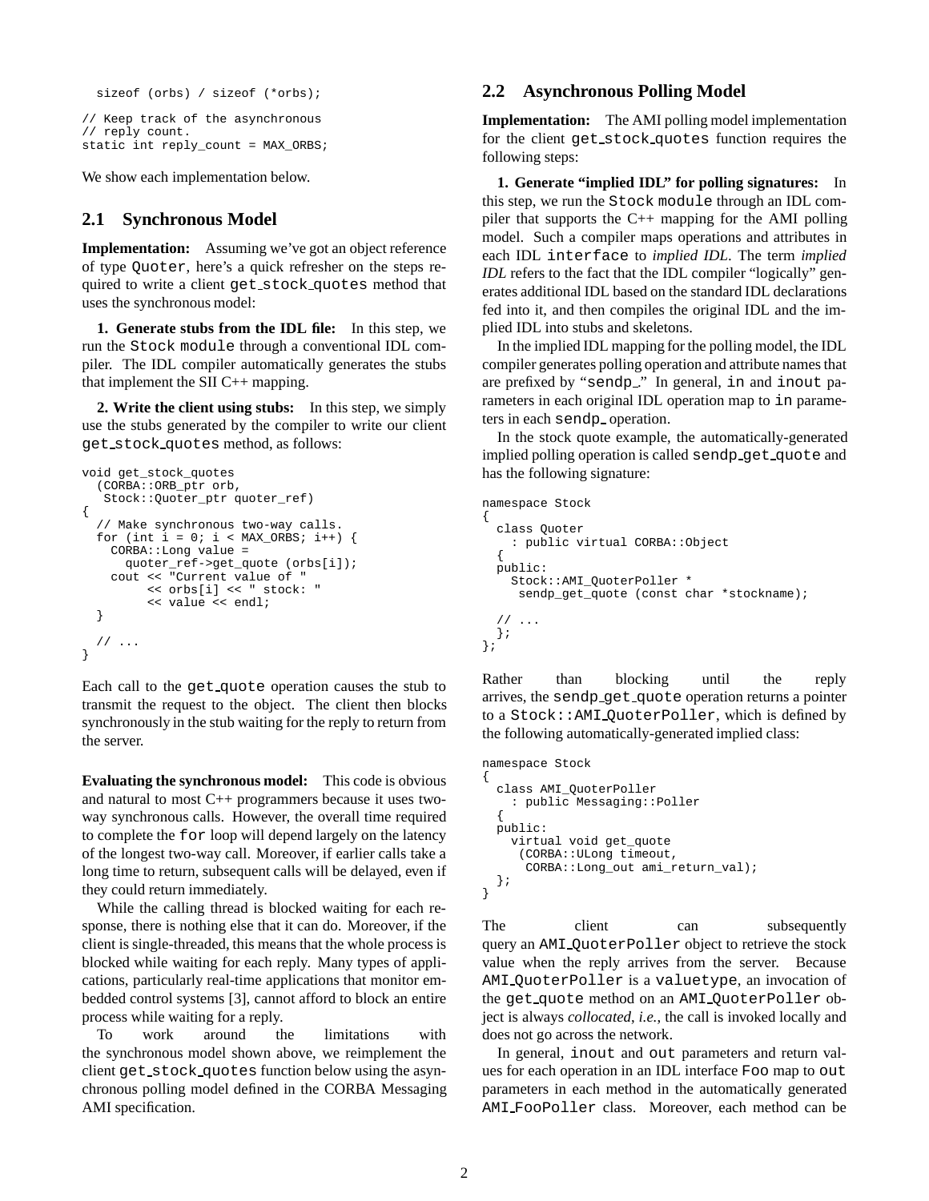```
  sizeof (orbs) / sizeof (*orbs);

// Keep track of the asynchronous
// reply count.
static int reply_count = MAX_ORBS;
```

We show each implementation below.

## 2.1 Synchronous Model

**Implementation:** Assuming we've got an object reference of type `Quoter`, here's a quick refresher on the steps required to write a client `get_stock_quotes` method that uses the synchronous model:

**1. Generate stubs from the IDL file:** In this step, we run the `Stock module` through a conventional IDL compiler. The IDL compiler automatically generates the stubs that implement the SII C++ mapping.

**2. Write the client using stubs:** In this step, we simply use the stubs generated by the compiler to write our client `get_stock_quotes` method, as follows:

```
void get_stock_quotes
  (CORBA::ORB_ptr orb,
   Stock::Quoter_ptr quoter_ref)
{
  // Make synchronous two-way calls.
  for (int i = 0; i < MAX_ORBS; i++) {
    CORBA::Long value =
      quoter_ref->get_quote (orbs[i]);
    cout << "Current value of "
         << orbs[i] << " stock: "
         << value << endl;
  }

  // ...
}
```

Each call to the `get_quote` operation causes the stub to transmit the request to the object. The client then blocks synchronously in the stub waiting for the reply to return from the server.

**Evaluating the synchronous model:** This code is obvious and natural to most C++ programmers because it uses two-way synchronous calls. However, the overall time required to complete the `for` loop will depend largely on the latency of the longest two-way call. Moreover, if earlier calls take a long time to return, subsequent calls will be delayed, even if they could return immediately.

While the calling thread is blocked waiting for each response, there is nothing else that it can do. Moreover, if the client is single-threaded, this means that the whole process is blocked while waiting for each reply. Many types of applications, particularly real-time applications that monitor embedded control systems [3], cannot afford to block an entire process while waiting for a reply.

To work around the limitations with the synchronous model shown above, we reimplement the client `get_stock_quotes` function below using the asynchronous polling model defined in the CORBA Messaging AMI specification.

## 2.2 Asynchronous Polling Model

**Implementation:** The AMI polling model implementation for the client `get_stock_quotes` function requires the following steps:

**1. Generate "implied IDL" for polling signatures:** In this step, we run the `Stock module` through an IDL compiler that supports the C++ mapping for the AMI polling model. Such a compiler maps operations and attributes in each IDL `interface` to *implied IDL*. The term *implied IDL* refers to the fact that the IDL compiler "logically" generates additional IDL based on the standard IDL declarations fed into it, and then compiles the original IDL and the implied IDL into stubs and skeletons.

In the implied IDL mapping for the polling model, the IDL compiler generates polling operation and attribute names that are prefixed by "`sendp_`." In general, `in` and `inout` parameters in each original IDL operation map to `in` parameters in each `sendp_` operation.

In the stock quote example, the automatically-generated implied polling operation is called `sendp_get_quote` and has the following signature:

```
namespace Stock
{
  class Quoter
    : public virtual CORBA::Object
  {
  public:
    Stock::AMI_QuoterPoller *
      sendp_get_quote (const char *stockname);

  // ...
  };
};
```

Rather than blocking until the reply arrives, the `sendp_get_quote` operation returns a pointer to a `Stock::AMI_QuoterPoller`, which is defined by the following automatically-generated implied class:

```
namespace Stock
{
  class AMI_QuoterPoller
    : public Messaging::Poller
  {
  public:
    virtual void get_quote
     (CORBA::ULong timeout,
      CORBA::Long_out ami_return_val);
  };
}
```

The client can subsequently query an `AMI_QuoterPoller` object to retrieve the stock value when the reply arrives from the server. Because `AMI_QuoterPoller` is a `valuetype`, an invocation of the `get_quote` method on an `AMI_QuoterPoller` object is always *collocated*, *i.e.*, the call is invoked locally and does not go across the network.

In general, `inout` and `out` parameters and return values for each operation in an IDL interface `Foo` map to `out` parameters in each method in the automatically generated `AMI_FooPoller` class. Moreover, each method can be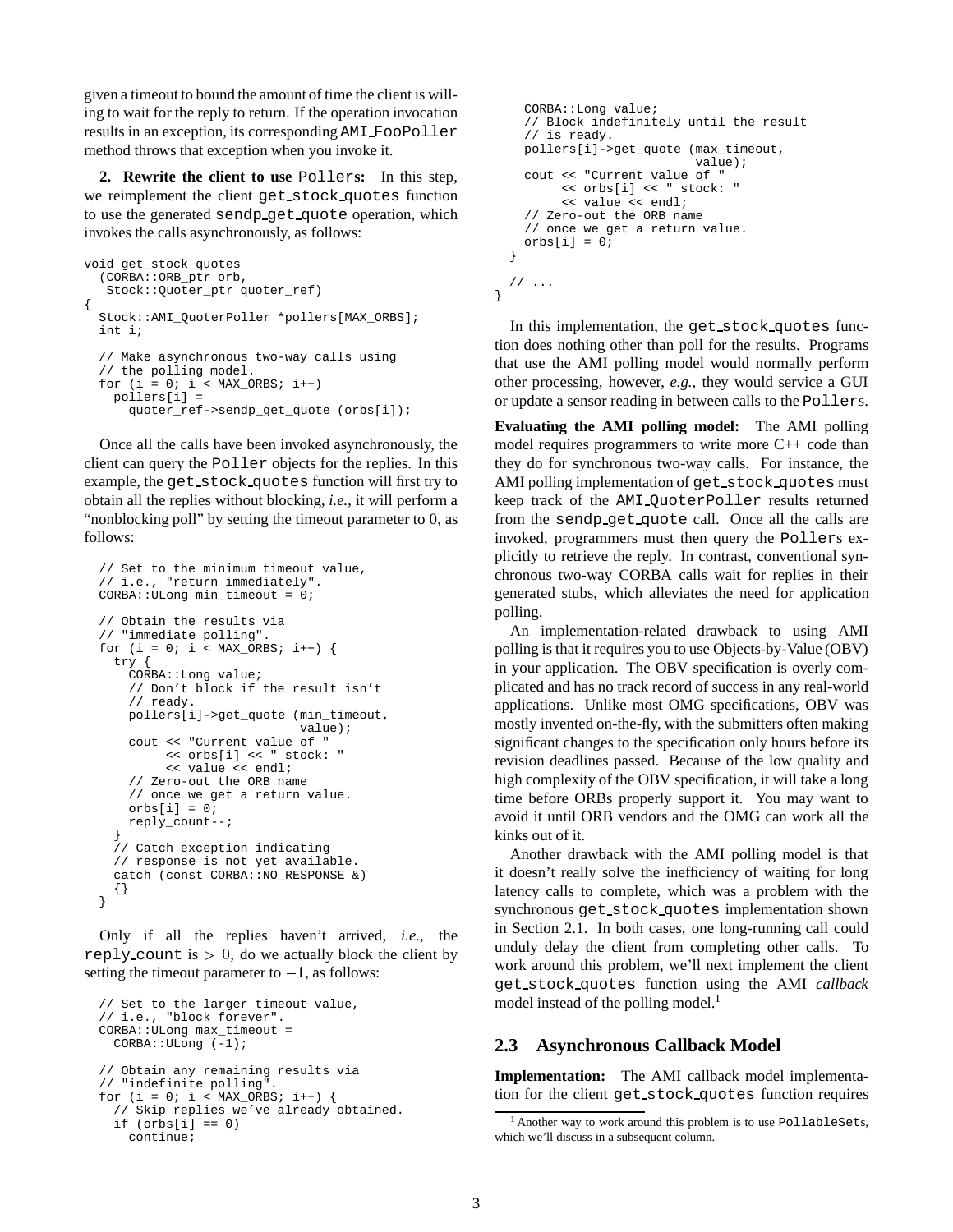given a timeout to bound the amount of time the client is willing to wait for the reply to return. If the operation invocation results in an exception, its corresponding `AMI_FooPoller` method throws that exception when you invoke it.

**2. Rewrite the client to use `Poller`s:** In this step, we reimplement the client `get_stock_quotes` function to use the generated `sendp_get_quote` operation, which invokes the calls asynchronously, as follows:

```
void get_stock_quotes
  (CORBA::ORB_ptr orb,
   Stock::Quoter_ptr quoter_ref)
{
  Stock::AMI_QuoterPoller *pollers[MAX_ORBS];
  int i;

  // Make asynchronous two-way calls using
  // the polling model.
  for (i = 0; i < MAX_ORBS; i++)
    pollers[i] =
      quoter_ref->sendp_get_quote (orbs[i]);
```

Once all the calls have been invoked asynchronously, the client can query the `Poller` objects for the replies. In this example, the `get_stock_quotes` function will first try to obtain all the replies without blocking, *i.e.*, it will perform a "nonblocking poll" by setting the timeout parameter to 0, as follows:

```
  // Set to the minimum timeout value,
  // i.e., "return immediately".
  CORBA::ULong min_timeout = 0;

  // Obtain the results via
  // "immediate polling".
  for (i = 0; i < MAX_ORBS; i++) {
    try {
      CORBA::Long value;
      // Don't block if the result isn't
      // ready.
      pollers[i]->get_quote (min_timeout,
                             value);
      cout << "Current value of "
           << orbs[i] << " stock: "
           << value << endl;
      // Zero-out the ORB name
      // once we get a return value.
      orbs[i] = 0;
      reply_count--;
    }
    // Catch exception indicating
    // response is not yet available.
    catch (const CORBA::NO_RESPONSE &)
    {}
  }
```

Only if all the replies haven't arrived, *i.e.*, the `reply_count` is $> 0$, do we actually block the client by setting the timeout parameter to $-1$, as follows:

```
  // Set to the larger timeout value,
  // i.e., "block forever".
  CORBA::ULong max_timeout =
    CORBA::ULong (-1);

  // Obtain any remaining results via
  // "indefinite polling".
  for (i = 0; i < MAX_ORBS; i++) {
    // Skip replies we've already obtained.
    if (orbs[i] == 0)
      continue;
      CORBA::Long value;
      // Block indefinitely until the result
      // is ready.
      pollers[i]->get_quote (max_timeout,
                             value);
      cout << "Current value of "
           << orbs[i] << " stock: "
           << value << endl;
      // Zero-out the ORB name
      // once we get a return value.
      orbs[i] = 0;
  }

  // ...
}
```

In this implementation, the `get_stock_quotes` function does nothing other than poll for the results. Programs that use the AMI polling model would normally perform other processing, however, *e.g.*, they would service a GUI or update a sensor reading in between calls to the `Poller`s.

**Evaluating the AMI polling model:** The AMI polling model requires programmers to write more C++ code than they do for synchronous two-way calls. For instance, the AMI polling implementation of `get_stock_quotes` must keep track of the `AMI_QuoterPoller` results returned from the `sendp_get_quote` call. Once all the calls are invoked, programmers must then query the `Poller`s explicitly to retrieve the reply. In contrast, conventional synchronous two-way CORBA calls wait for replies in their generated stubs, which alleviates the need for application polling.

An implementation-related drawback to using AMI polling is that it requires you to use Objects-by-Value (OBV) in your application. The OBV specification is overly complicated and has no track record of success in any real-world applications. Unlike most OMG specifications, OBV was mostly invented on-the-fly, with the submitters often making significant changes to the specification only hours before its revision deadlines passed. Because of the low quality and high complexity of the OBV specification, it will take a long time before ORBs properly support it. You may want to avoid it until ORB vendors and the OMG can work all the kinks out of it.

Another drawback with the AMI polling model is that it doesn't really solve the inefficiency of waiting for long latency calls to complete, which was a problem with the synchronous `get_stock_quotes` implementation shown in Section 2.1. In both cases, one long-running call could unduly delay the client from completing other calls. To work around this problem, we'll next implement the client `get_stock_quotes` function using the AMI *callback* model instead of the polling model.[1]

## 2.3 Asynchronous Callback Model

**Implementation:** The AMI callback model implementation for the client `get_stock_quotes` function requires

[1] Another way to work around this problem is to use `PollableSet`s, which we'll discuss in a subsequent column.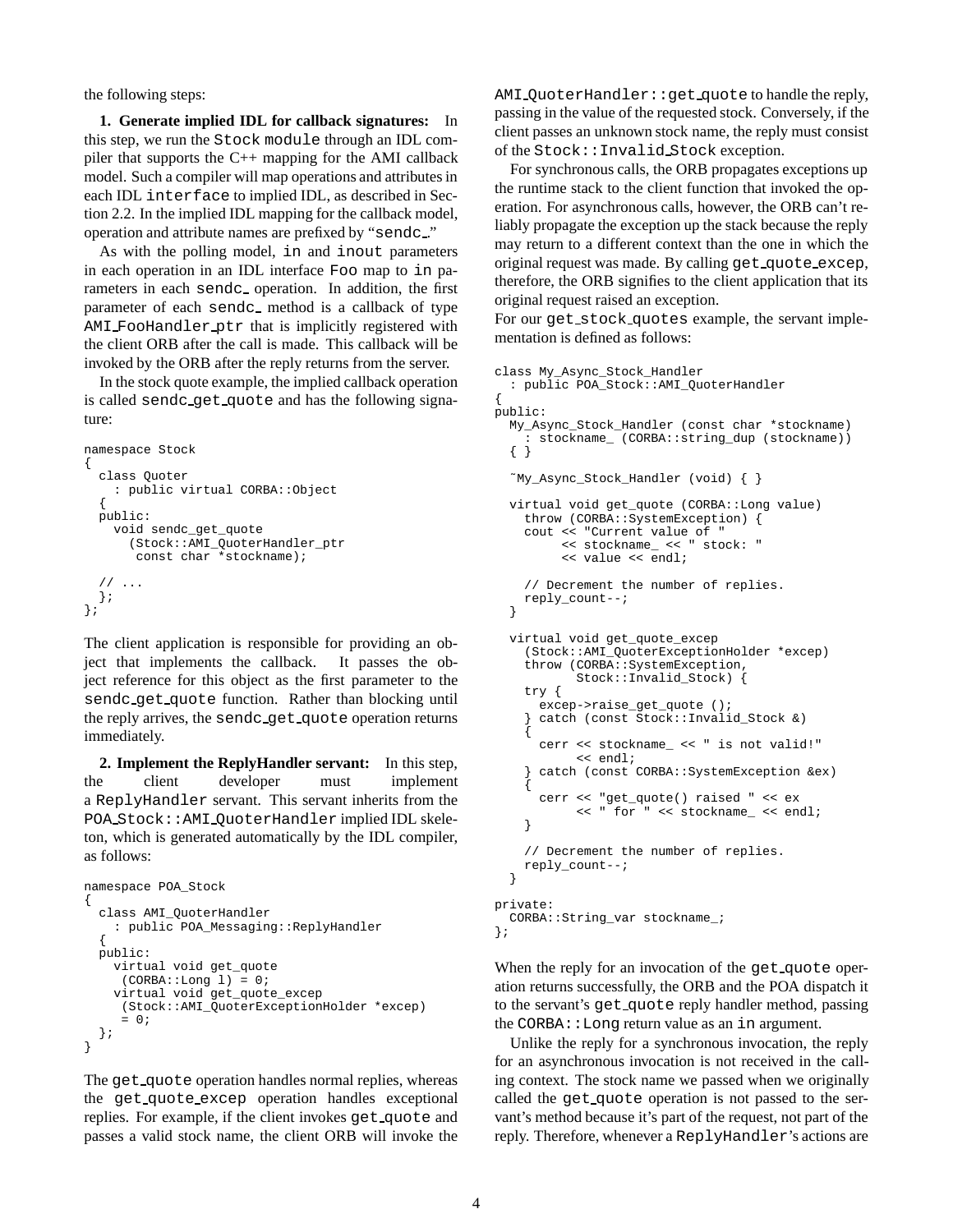the following steps:

**1. Generate implied IDL for callback signatures:** In this step, we run the Stock module through an IDL compiler that supports the C++ mapping for the AMI callback model. Such a compiler will map operations and attributes in each IDL interface to implied IDL, as described in Section 2.2. In the implied IDL mapping for the callback model, operation and attribute names are prefixed by "sendc_."

As with the polling model, in and inout parameters in each operation in an IDL interface Foo map to in parameters in each sendc_ operation. In addition, the first parameter of each sendc_ method is a callback of type AMI_FooHandler_ptr that is implicitly registered with the client ORB after the call is made. This callback will be invoked by the ORB after the reply returns from the server.

In the stock quote example, the implied callback operation is called sendc_get_quote and has the following signature:

```
namespace Stock
{
  class Quoter
    : public virtual CORBA::Object
  {
  public:
    void sendc_get_quote
      (Stock::AMI_QuoterHandler_ptr
       const char *stockname);

  // ...
  };
};
```

The client application is responsible for providing an object that implements the callback. It passes the object reference for this object as the first parameter to the sendc_get_quote function. Rather than blocking until the reply arrives, the sendc_get_quote operation returns immediately.

**2. Implement the ReplyHandler servant:** In this step, the client developer must implement a ReplyHandler servant. This servant inherits from the POA_Stock::AMI_QuoterHandler implied IDL skeleton, which is generated automatically by the IDL compiler, as follows:

```
namespace POA_Stock
{
  class AMI_QuoterHandler
    : public POA_Messaging::ReplyHandler
  {
  public:
    virtual void get_quote
     (CORBA::Long l) = 0;
    virtual void get_quote_excep
     (Stock::AMI_QuoterExceptionHolder *excep)
     = 0;
  };
}
```

The get_quote operation handles normal replies, whereas the get_quote_excep operation handles exceptional replies. For example, if the client invokes get_quote and passes a valid stock name, the client ORB will invoke the AMI_QuoterHandler::get_quote to handle the reply, passing in the value of the requested stock. Conversely, if the client passes an unknown stock name, the reply must consist of the Stock::Invalid_Stock exception.

For synchronous calls, the ORB propagates exceptions up the runtime stack to the client function that invoked the operation. For asynchronous calls, however, the ORB can't reliably propagate the exception up the stack because the reply may return to a different context than the one in which the original request was made. By calling get_quote_excep, therefore, the ORB signifies to the client application that its original request raised an exception.

For our get_stock_quotes example, the servant implementation is defined as follows:

```
class My_Async_Stock_Handler
  : public POA_Stock::AMI_QuoterHandler
{
public:
  My_Async_Stock_Handler (const char *stockname)
    : stockname_ (CORBA::string_dup (stockname))
  { }

  ~My_Async_Stock_Handler (void) { }

  virtual void get_quote (CORBA::Long value)
    throw (CORBA::SystemException) {
    cout << "Current value of "
         << stockname_ << " stock: "
         << value << endl;

    // Decrement the number of replies.
    reply_count--;
  }

  virtual void get_quote_excep
    (Stock::AMI_QuoterExceptionHolder *excep)
    throw (CORBA::SystemException,
           Stock::Invalid_Stock) {
    try {
      excep->raise_get_quote ();
    } catch (const Stock::Invalid_Stock &)
    {
      cerr << stockname_ << " is not valid!"
           << endl;
    } catch (const CORBA::SystemException &ex)
    {
      cerr << "get_quote() raised " << ex
           << " for " << stockname_ << endl;
    }

    // Decrement the number of replies.
    reply_count--;
  }

private:
  CORBA::String_var stockname_;
};
```

When the reply for an invocation of the get_quote operation returns successfully, the ORB and the POA dispatch it to the servant's get_quote reply handler method, passing the CORBA::Long return value as an in argument.

Unlike the reply for a synchronous invocation, the reply for an asynchronous invocation is not received in the calling context. The stock name we passed when we originally called the get_quote operation is not passed to the servant's method because it's part of the request, not part of the reply. Therefore, whenever a ReplyHandler's actions are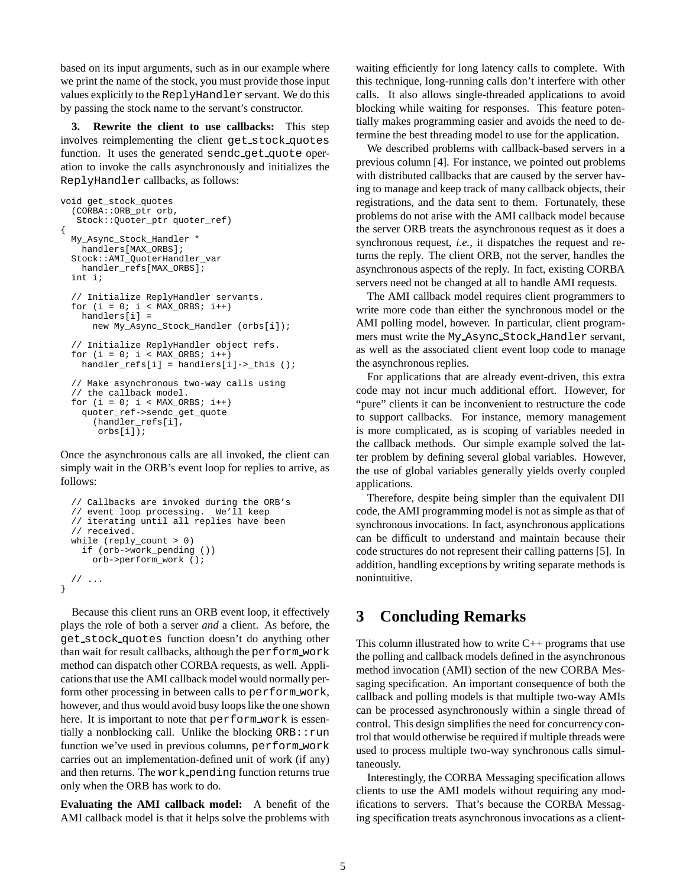based on its input arguments, such as in our example where we print the name of the stock, you must provide those input values explicitly to the `ReplyHandler` servant. We do this by passing the stock name to the servant's constructor.

**3. Rewrite the client to use callbacks:** This step involves reimplementing the client `get_stock_quotes` function. It uses the generated `sendc_get_quote` operation to invoke the calls asynchronously and initializes the `ReplyHandler` callbacks, as follows:

```
void get_stock_quotes
  (CORBA::ORB_ptr orb,
   Stock::Quoter_ptr quoter_ref)
{
  My_Async_Stock_Handler *
    handlers[MAX_ORBS];
  Stock::AMI_QuoterHandler_var
    handler_refs[MAX_ORBS];
  int i;

  // Initialize ReplyHandler servants.
  for (i = 0; i < MAX_ORBS; i++)
    handlers[i] =
      new My_Async_Stock_Handler (orbs[i]);

  // Initialize ReplyHandler object refs.
  for (i = 0; i < MAX_ORBS; i++)
    handler_refs[i] = handlers[i]->_this ();

  // Make asynchronous two-way calls using
  // the callback model.
  for (i = 0; i < MAX_ORBS; i++)
    quoter_ref->sendc_get_quote
      (handler_refs[i],
       orbs[i]);
```

Once the asynchronous calls are all invoked, the client can simply wait in the ORB's event loop for replies to arrive, as follows:

```
  // Callbacks are invoked during the ORB's
  // event loop processing.  We'll keep
  // iterating until all replies have been
  // received.
  while (reply_count > 0)
    if (orb->work_pending ())
      orb->perform_work ();

  // ...
}
```

Because this client runs an ORB event loop, it effectively plays the role of both a server *and* a client. As before, the `get_stock_quotes` function doesn't do anything other than wait for result callbacks, although the `perform_work` method can dispatch other CORBA requests, as well. Applications that use the AMI callback model would normally perform other processing in between calls to `perform_work`, however, and thus would avoid busy loops like the one shown here. It is important to note that `perform_work` is essentially a nonblocking call. Unlike the blocking `ORB::run` function we've used in previous columns, `perform_work` carries out an implementation-defined unit of work (if any) and then returns. The `work_pending` function returns true only when the ORB has work to do.

**Evaluating the AMI callback model:** A benefit of the AMI callback model is that it helps solve the problems with waiting efficiently for long latency calls to complete. With this technique, long-running calls don't interfere with other calls. It also allows single-threaded applications to avoid blocking while waiting for responses. This feature potentially makes programming easier and avoids the need to determine the best threading model to use for the application.

We described problems with callback-based servers in a previous column [4]. For instance, we pointed out problems with distributed callbacks that are caused by the server having to manage and keep track of many callback objects, their registrations, and the data sent to them. Fortunately, these problems do not arise with the AMI callback model because the server ORB treats the asynchronous request as it does a synchronous request, *i.e.*, it dispatches the request and returns the reply. The client ORB, not the server, handles the asynchronous aspects of the reply. In fact, existing CORBA servers need not be changed at all to handle AMI requests.

The AMI callback model requires client programmers to write more code than either the synchronous model or the AMI polling model, however. In particular, client programmers must write the `My_Async_Stock_Handler` servant, as well as the associated client event loop code to manage the asynchronous replies.

For applications that are already event-driven, this extra code may not incur much additional effort. However, for "pure" clients it can be inconvenient to restructure the code to support callbacks. For instance, memory management is more complicated, as is scoping of variables needed in the callback methods. Our simple example solved the latter problem by defining several global variables. However, the use of global variables generally yields overly coupled applications.

Therefore, despite being simpler than the equivalent DII code, the AMI programming model is not as simple as that of synchronous invocations. In fact, asynchronous applications can be difficult to understand and maintain because their code structures do not represent their calling patterns [5]. In addition, handling exceptions by writing separate methods is nonintuitive.

# 3 Concluding Remarks

This column illustrated how to write C++ programs that use the polling and callback models defined in the asynchronous method invocation (AMI) section of the new CORBA Messaging specification. An important consequence of both the callback and polling models is that multiple two-way AMIs can be processed asynchronously within a single thread of control. This design simplifies the need for concurrency control that would otherwise be required if multiple threads were used to process multiple two-way synchronous calls simultaneously.

Interestingly, the CORBA Messaging specification allows clients to use the AMI models without requiring any modifications to servers. That's because the CORBA Messaging specification treats asynchronous invocations as a client-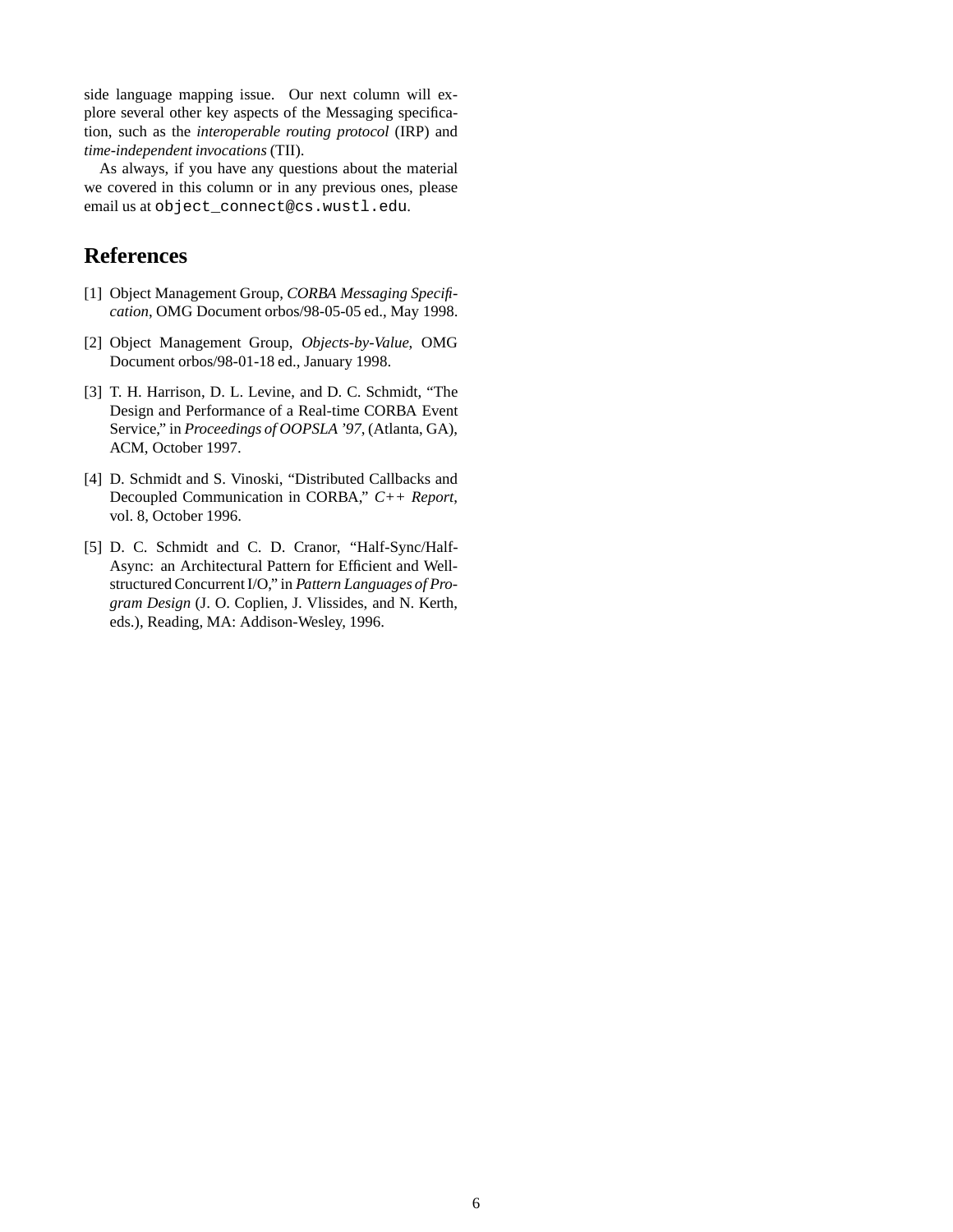side language mapping issue. Our next column will explore several other key aspects of the Messaging specification, such as the *interoperable routing protocol* (IRP) and *time-independent invocations* (TII).

As always, if you have any questions about the material we covered in this column or in any previous ones, please email us at `object_connect@cs.wustl.edu`.

## References

[1] Object Management Group, *CORBA Messaging Specification*, OMG Document orbos/98-05-05 ed., May 1998.

[2] Object Management Group, *Objects-by-Value*, OMG Document orbos/98-01-18 ed., January 1998.

[3] T. H. Harrison, D. L. Levine, and D. C. Schmidt, "The Design and Performance of a Real-time CORBA Event Service," in *Proceedings of OOPSLA '97*, (Atlanta, GA), ACM, October 1997.

[4] D. Schmidt and S. Vinoski, "Distributed Callbacks and Decoupled Communication in CORBA," *C++ Report*, vol. 8, October 1996.

[5] D. C. Schmidt and C. D. Cranor, "Half-Sync/Half-Async: an Architectural Pattern for Efficient and Well-structured Concurrent I/O," in *Pattern Languages of Program Design* (J. O. Coplien, J. Vlissides, and N. Kerth, eds.), Reading, MA: Addison-Wesley, 1996.